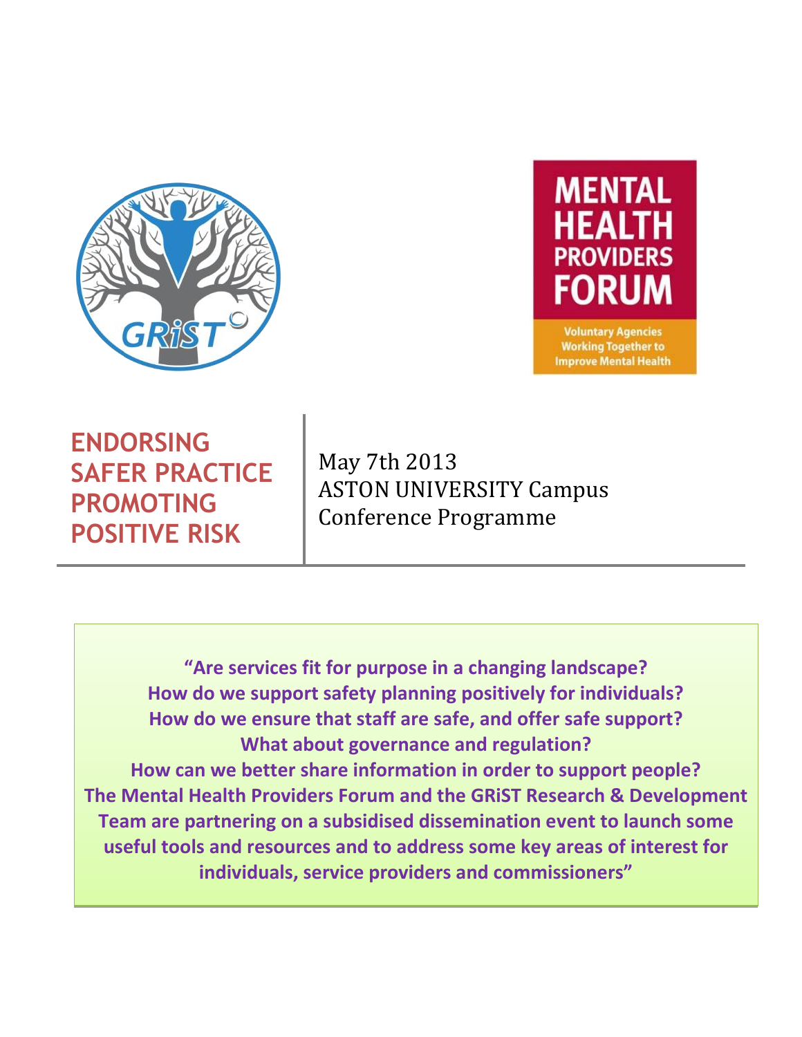GRiST

MENTAL HEALTH PROVIDERS FORUM

Voluntary Agencies Working Together to Improve Mental Health

# ENDORSING SAFER PRACTICE PROMOTING POSITIVE RISK

May 7th 2013
ASTON UNIVERSITY Campus
Conference Programme

**"Are services fit for purpose in a changing landscape?
How do we support safety planning positively for individuals?
How do we ensure that staff are safe, and offer safe support?
What about governance and regulation?
How can we better share information in order to support people?
The Mental Health Providers Forum and the GRiST Research & Development Team are partnering on a subsidised dissemination event to launch some useful tools and resources and to address some key areas of interest for individuals, service providers and commissioners"**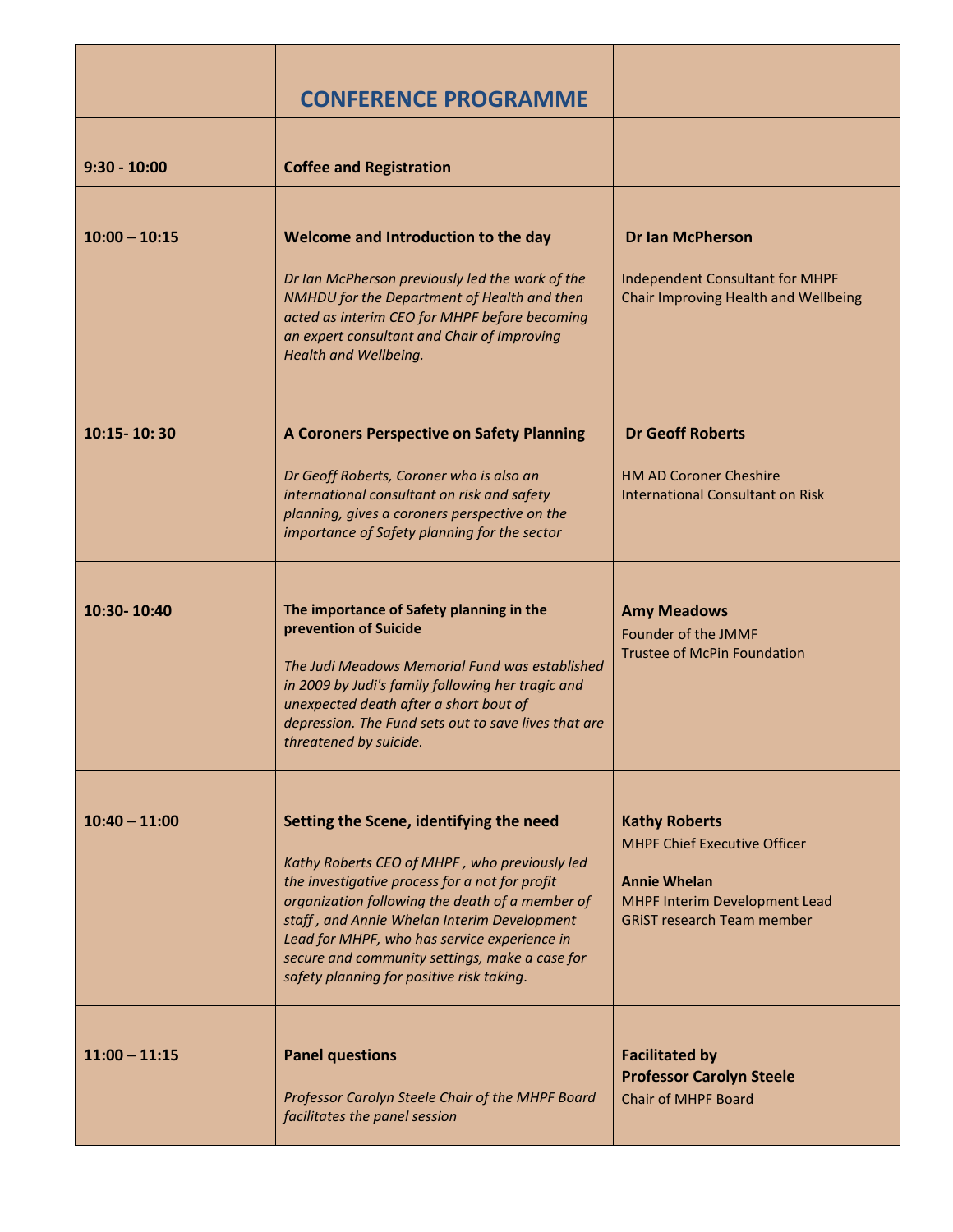| | CONFERENCE PROGRAMME | |
|---|---|---|
| **9:30 - 10:00** | **Coffee and Registration** | |
| **10:00 – 10:15** | **Welcome and Introduction to the day**<br><br>*Dr Ian McPherson previously led the work of the NMHDU for the Department of Health and then acted as interim CEO for MHPF before becoming an expert consultant and Chair of Improving Health and Wellbeing.* | **Dr Ian McPherson**<br><br>Independent Consultant for MHPF<br>Chair Improving Health and Wellbeing |
| **10:15- 10: 30** | **A Coroners Perspective on Safety Planning**<br><br>*Dr Geoff Roberts, Coroner who is also an international consultant on risk and safety planning, gives a coroners perspective on the importance of Safety planning for the sector* | **Dr Geoff Roberts**<br><br>HM AD Coroner Cheshire<br>International Consultant on Risk |
| **10:30- 10:40** | **The importance of Safety planning in the prevention of Suicide**<br><br>*The Judi Meadows Memorial Fund was established in 2009 by Judi's family following her tragic and unexpected death after a short bout of depression. The Fund sets out to save lives that are threatened by suicide.* | **Amy Meadows**<br>Founder of the JMMF<br>Trustee of McPin Foundation |
| **10:40 – 11:00** | **Setting the Scene, identifying the need**<br><br>*Kathy Roberts CEO of MHPF , who previously led the investigative process for a not for profit organization following the death of a member of staff , and Annie Whelan Interim Development Lead for MHPF, who has service experience in secure and community settings, make a case for safety planning for positive risk taking.* | **Kathy Roberts**<br>MHPF Chief Executive Officer<br><br>**Annie Whelan**<br>MHPF Interim Development Lead<br>GRiST research Team member |
| **11:00 – 11:15** | **Panel questions**<br><br>*Professor Carolyn Steele Chair of the MHPF Board facilitates the panel session* | **Facilitated by**<br>**Professor Carolyn Steele**<br>Chair of MHPF Board |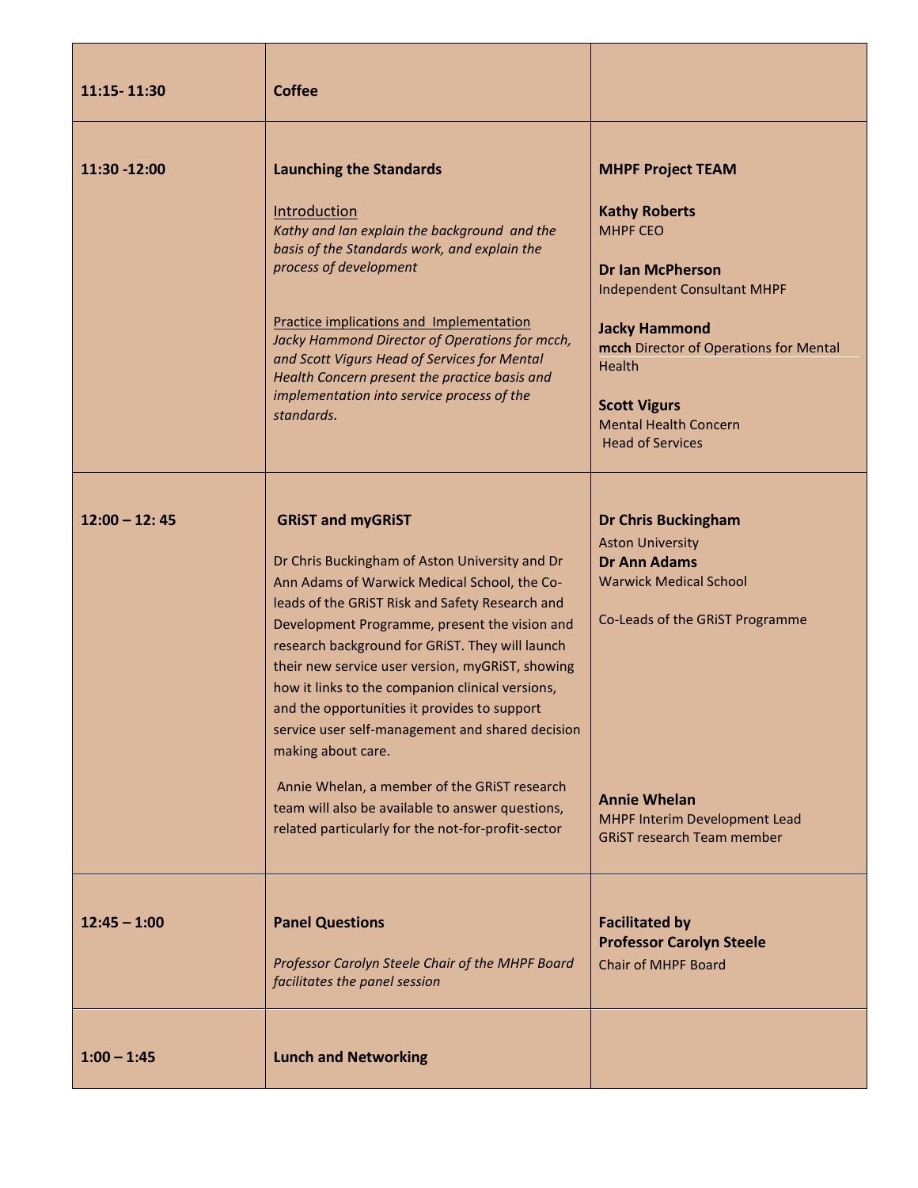| | | |
|---|---|---|
| **11:15- 11:30** | **Coffee** | |
| **11:30 -12:00** | **Launching the Standards**<br><br>Introduction<br>*Kathy and Ian explain the background and the basis of the Standards work, and explain the process of development*<br><br>Practice implications and Implementation<br>*Jacky Hammond Director of Operations for mcch, and Scott Vigurs Head of Services for Mental Health Concern present the practice basis and implementation into service process of the standards.* | **MHPF Project TEAM**<br><br>**Kathy Roberts**<br>MHPF CEO<br><br>**Dr Ian McPherson**<br>Independent Consultant MHPF<br><br>**Jacky Hammond**<br>**mcch** Director of Operations for Mental Health<br><br>**Scott Vigurs**<br>Mental Health Concern<br>Head of Services |
| **12:00 – 12: 45** | **GRiST and myGRiST**<br><br>Dr Chris Buckingham of Aston University and Dr Ann Adams of Warwick Medical School, the Co-leads of the GRiST Risk and Safety Research and Development Programme, present the vision and research background for GRiST. They will launch their new service user version, myGRiST, showing how it links to the companion clinical versions, and the opportunities it provides to support service user self-management and shared decision making about care.<br><br>Annie Whelan, a member of the GRiST research team will also be available to answer questions, related particularly for the not-for-profit-sector | **Dr Chris Buckingham**<br>Aston University<br>**Dr Ann Adams**<br>Warwick Medical School<br><br>Co-Leads of the GRiST Programme<br><br>**Annie Whelan**<br>MHPF Interim Development Lead<br>GRiST research Team member |
| **12:45 – 1:00** | **Panel Questions**<br><br>*Professor Carolyn Steele Chair of the MHPF Board facilitates the panel session* | **Facilitated by**<br>**Professor Carolyn Steele**<br>Chair of MHPF Board |
| **1:00 – 1:45** | **Lunch and Networking** | |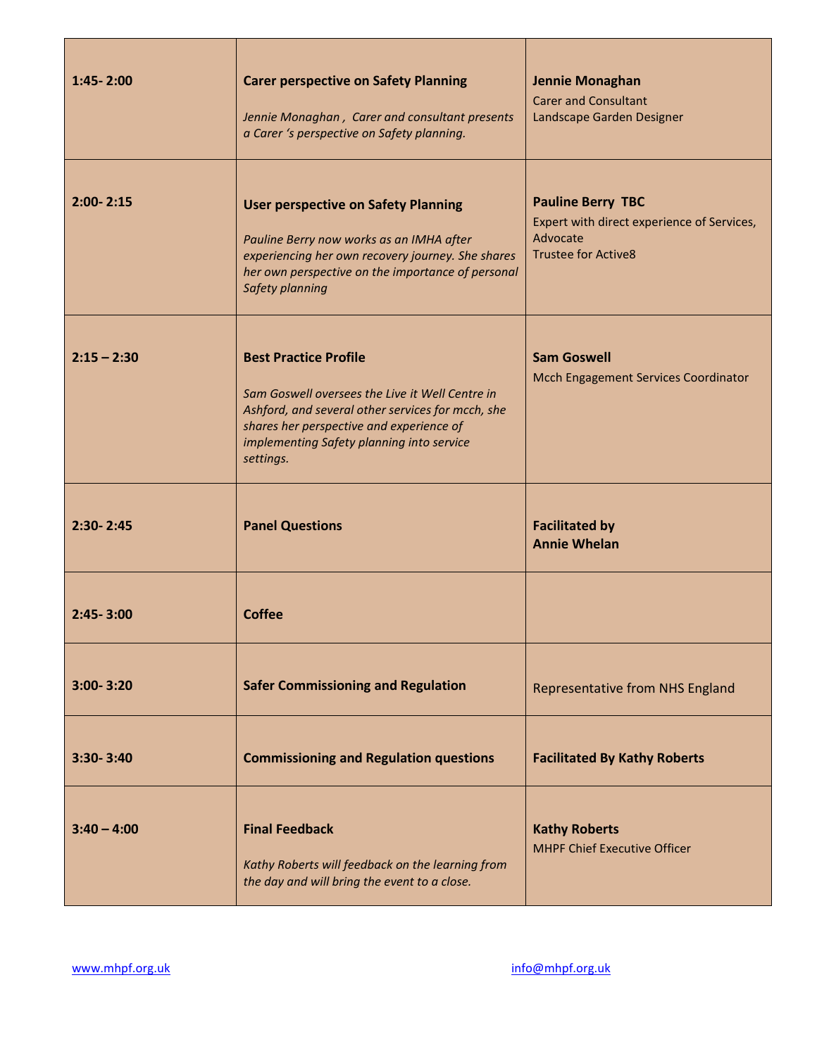| | | |
|---|---|---|
| 1:45- 2:00 | **Carer perspective on Safety Planning**<br><br>*Jennie Monaghan , Carer and consultant presents a Carer 's perspective on Safety planning.* | **Jennie Monaghan**<br>Carer and Consultant<br>Landscape Garden Designer |
| 2:00- 2:15 | **User perspective on Safety Planning**<br><br>*Pauline Berry now works as an IMHA after experiencing her own recovery journey. She shares her own perspective on the importance of personal Safety planning* | **Pauline Berry TBC**<br>Expert with direct experience of Services, Advocate<br>Trustee for Active8 |
| 2:15 – 2:30 | **Best Practice Profile**<br><br>*Sam Goswell oversees the Live it Well Centre in Ashford, and several other services for mcch, she shares her perspective and experience of implementing Safety planning into service settings.* | **Sam Goswell**<br>Mcch Engagement Services Coordinator |
| 2:30- 2:45 | **Panel Questions** | **Facilitated by Annie Whelan** |
| 2:45- 3:00 | **Coffee** | |
| 3:00- 3:20 | **Safer Commissioning and Regulation** | Representative from NHS England |
| 3:30- 3:40 | **Commissioning and Regulation questions** | **Facilitated By Kathy Roberts** |
| 3:40 – 4:00 | **Final Feedback**<br><br>*Kathy Roberts will feedback on the learning from the day and will bring the event to a close.* | **Kathy Roberts**<br>MHPF Chief Executive Officer |

www.mhpf.org.uk

info@mhpf.org.uk